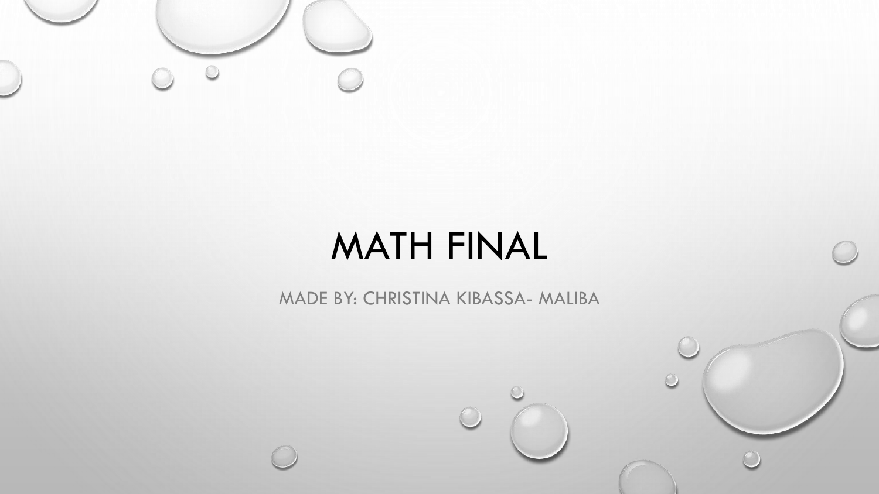# MATH FINAL

MADE BY: CHRISTINA KIBASSA- MALIBA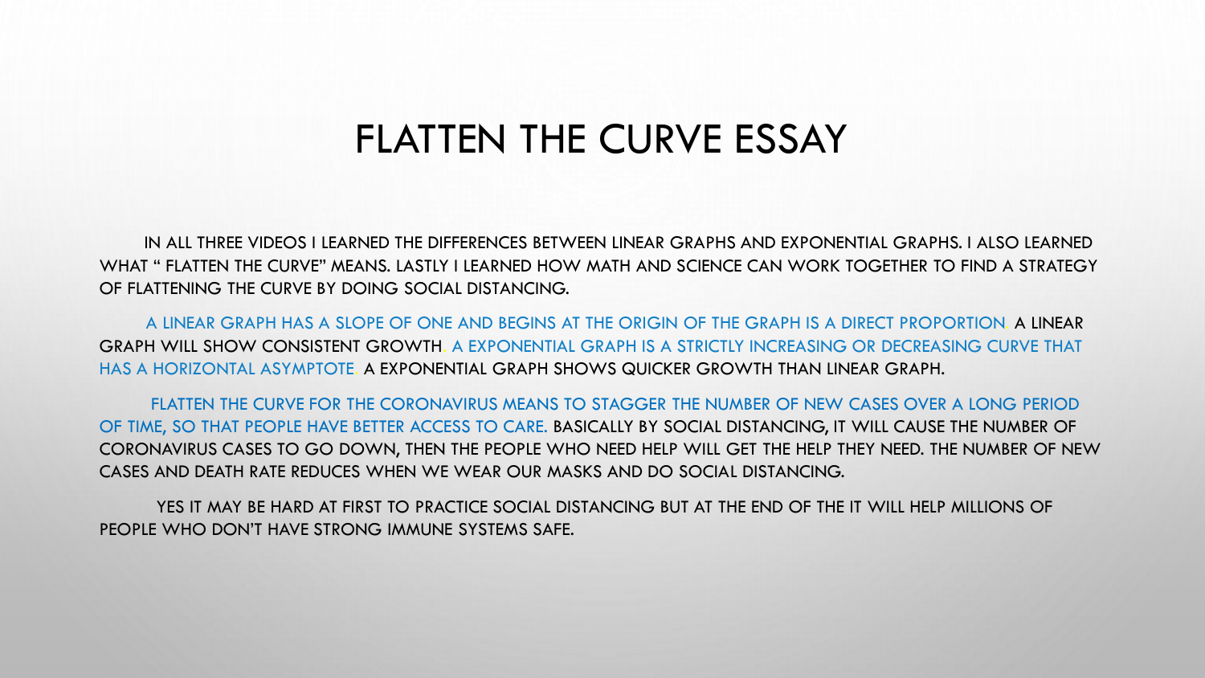# FLATTEN THE CURVE ESSAY

IN ALL THREE VIDEOS I LEARNED THE DIFFERENCES BETWEEN LINEAR GRAPHS AND EXPONENTIAL GRAPHS. I ALSO LEARNED WHAT " FLATTEN THE CURVE" MEANS. LASTLY I LEARNED HOW MATH AND SCIENCE CAN WORK TOGETHER TO FIND A STRATEGY OF FLATTENING THE CURVE BY DOING SOCIAL DISTANCING.

A LINEAR GRAPH HAS A SLOPE OF ONE AND BEGINS AT THE ORIGIN OF THE GRAPH IS A DIRECT PROPORTION. A LINEAR GRAPH WILL SHOW CONSISTENT GROWTH. A EXPONENTIAL GRAPH IS A STRICTLY INCREASING OR DECREASING CURVE THAT HAS A HORIZONTAL ASYMPTOTE. A EXPONENTIAL GRAPH SHOWS QUICKER GROWTH THAN LINEAR GRAPH.

FLATTEN THE CURVE FOR THE CORONAVIRUS MEANS TO STAGGER THE NUMBER OF NEW CASES OVER A LONG PERIOD OF TIME, SO THAT PEOPLE HAVE BETTER ACCESS TO CARE. BASICALLY BY SOCIAL DISTANCING, IT WILL CAUSE THE NUMBER OF CORONAVIRUS CASES TO GO DOWN, THEN THE PEOPLE WHO NEED HELP WILL GET THE HELP THEY NEED. THE NUMBER OF NEW CASES AND DEATH RATE REDUCES WHEN WE WEAR OUR MASKS AND DO SOCIAL DISTANCING.

YES IT MAY BE HARD AT FIRST TO PRACTICE SOCIAL DISTANCING BUT AT THE END OF THE IT WILL HELP MILLIONS OF PEOPLE WHO DON'T HAVE STRONG IMMUNE SYSTEMS SAFE.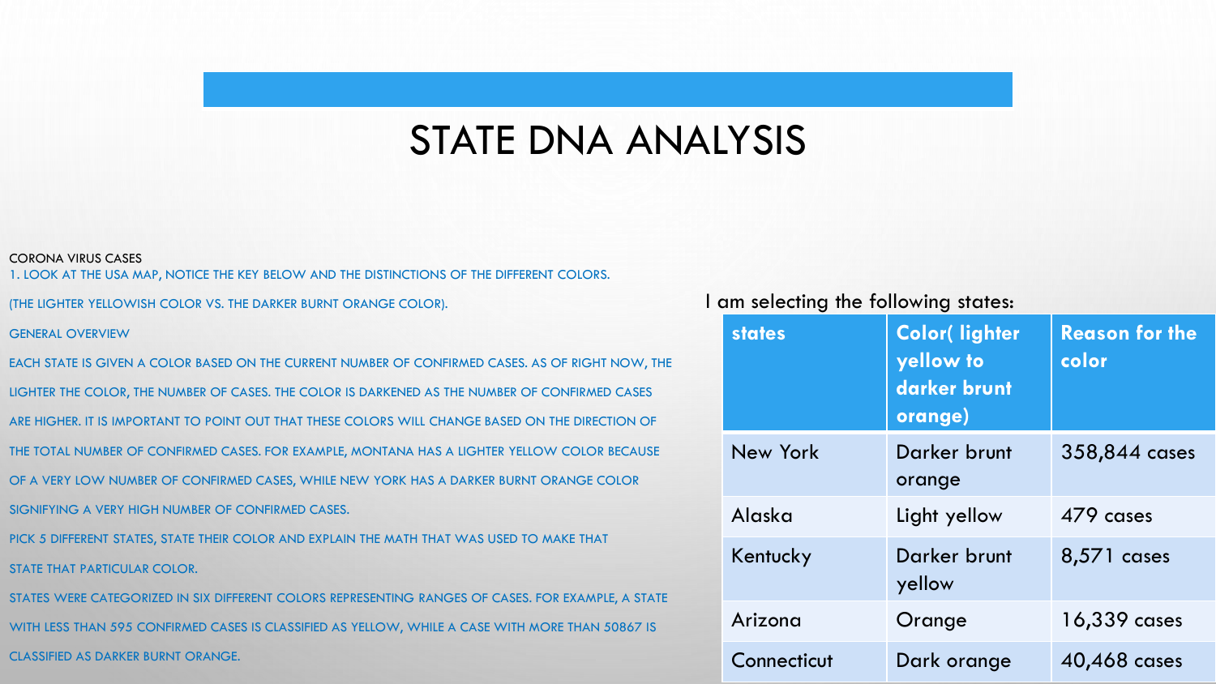# STATE DNA ANALYSIS

CORONA VIRUS CASES

1. LOOK AT THE USA MAP, NOTICE THE KEY BELOW AND THE DISTINCTIONS OF THE DIFFERENT COLORS.

(THE LIGHTER YELLOWISH COLOR VS. THE DARKER BURNT ORANGE COLOR).

GENERAL OVERVIEW

EACH STATE IS GIVEN A COLOR BASED ON THE CURRENT NUMBER OF CONFIRMED CASES. AS OF RIGHT NOW, THE LIGHTER THE COLOR, THE NUMBER OF CASES. THE COLOR IS DARKENED AS THE NUMBER OF CONFIRMED CASES ARE HIGHER. IT IS IMPORTANT TO POINT OUT THAT THESE COLORS WILL CHANGE BASED ON THE DIRECTION OF THE TOTAL NUMBER OF CONFIRMED CASES. FOR EXAMPLE, MONTANA HAS A LIGHTER YELLOW COLOR BECAUSE OF A VERY LOW NUMBER OF CONFIRMED CASES, WHILE NEW YORK HAS A DARKER BURNT ORANGE COLOR SIGNIFYING A VERY HIGH NUMBER OF CONFIRMED CASES.

PICK 5 DIFFERENT STATES, STATE THEIR COLOR AND EXPLAIN THE MATH THAT WAS USED TO MAKE THAT STATE THAT PARTICULAR COLOR.

STATES WERE CATEGORIZED IN SIX DIFFERENT COLORS REPRESENTING RANGES OF CASES. FOR EXAMPLE, A STATE WITH LESS THAN 595 CONFIRMED CASES IS CLASSIFIED AS YELLOW, WHILE A CASE WITH MORE THAN 50867 IS CLASSIFIED AS DARKER BURNT ORANGE.

I am selecting the following states:

| states | Color( lighter yellow to darker brunt orange) | Reason for the color |
|---|---|---|
| New York | Darker brunt orange | 358,844 cases |
| Alaska | Light yellow | 479 cases |
| Kentucky | Darker brunt yellow | 8,571 cases |
| Arizona | Orange | 16,339 cases |
| Connecticut | Dark orange | 40,468 cases |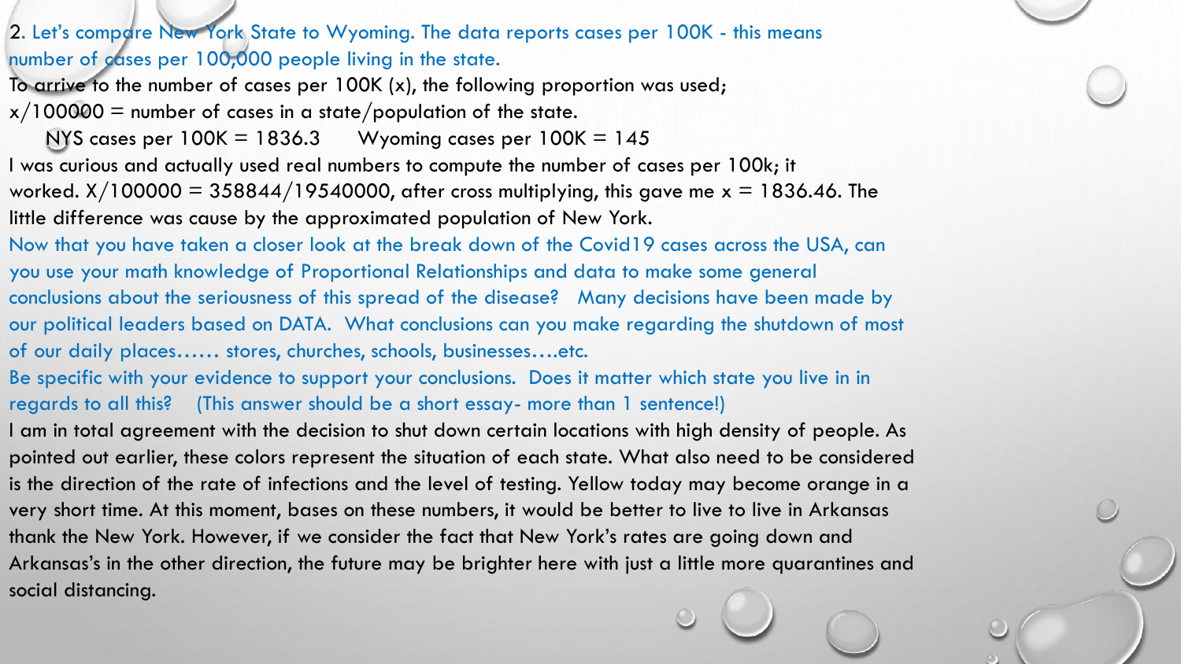2. Let's compare New York State to Wyoming. The data reports cases per 100K - this means number of cases per 100,000 people living in the state.

To arrive to the number of cases per 100K (x), the following proportion was used;

$x/100000$ = number of cases in a state/population of the state.

NYS cases per 100K = 1836.3 Wyoming cases per 100K = 145

I was curious and actually used real numbers to compute the number of cases per 100k; it worked. $X/100000 = 358844/19540000$, after cross multiplying, this gave me $x = 1836.46$. The little difference was cause by the approximated population of New York.

Now that you have taken a closer look at the break down of the Covid19 cases across the USA, can you use your math knowledge of Proportional Relationships and data to make some general conclusions about the seriousness of this spread of the disease? Many decisions have been made by our political leaders based on DATA. What conclusions can you make regarding the shutdown of most of our daily places…… stores, churches, schools, businesses….etc.

Be specific with your evidence to support your conclusions. Does it matter which state you live in in regards to all this? (This answer should be a short essay- more than 1 sentence!)

I am in total agreement with the decision to shut down certain locations with high density of people. As pointed out earlier, these colors represent the situation of each state. What also need to be considered is the direction of the rate of infections and the level of testing. Yellow today may become orange in a very short time. At this moment, bases on these numbers, it would be better to live to live in Arkansas thank the New York. However, if we consider the fact that New York's rates are going down and Arkansas's in the other direction, the future may be brighter here with just a little more quarantines and social distancing.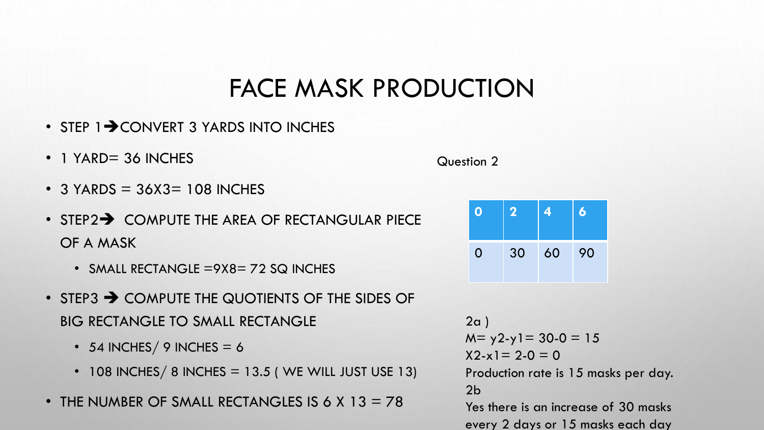# FACE MASK PRODUCTION

- STEP 1➔CONVERT 3 YARDS INTO INCHES
- 1 YARD= 36 INCHES
- 3 YARDS = 36X3= 108 INCHES
- STEP2➔ COMPUTE THE AREA OF RECTANGULAR PIECE OF A MASK
  - SMALL RECTANGLE =9X8= 72 SQ INCHES
- STEP3 ➔ COMPUTE THE QUOTIENTS OF THE SIDES OF BIG RECTANGLE TO SMALL RECTANGLE
  - 54 INCHES/ 9 INCHES = 6
  - 108 INCHES/ 8 INCHES = 13.5 ( WE WILL JUST USE 13)
- THE NUMBER OF SMALL RECTANGLES IS 6 X 13 = 78

Question 2

| | | | |
|---|---|---|---|
| 0 | 2 | 4 | 6 |
| 0 | 30 | 60 | 90 |

2a )

M= y2-y1= 30-0 = 15

X2-x1= 2-0 = 0

Production rate is 15 masks per day.

2b

Yes there is an increase of 30 masks every 2 days or 15 masks each day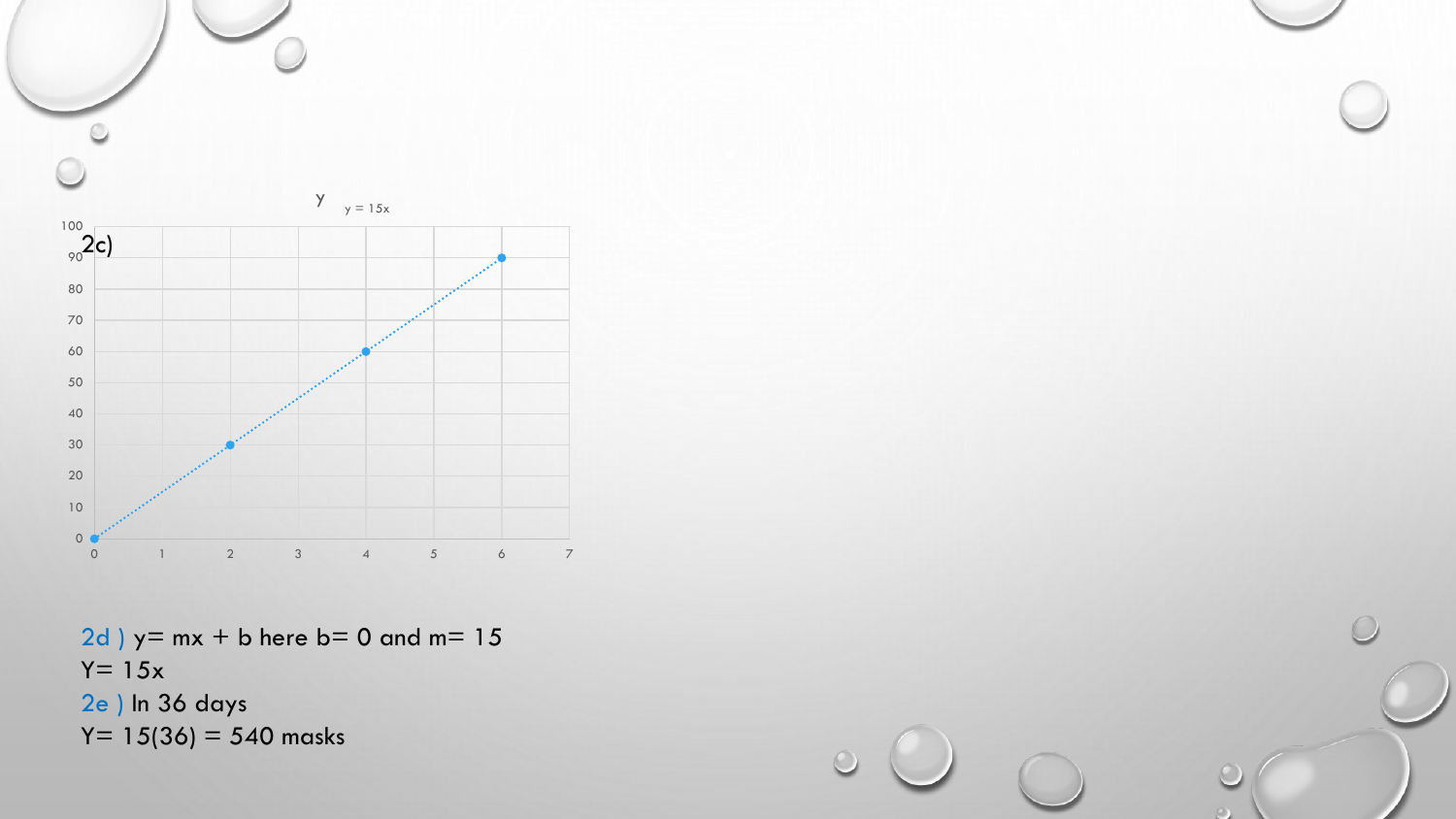2c)

y

y = 15x

100
90
80
70
60
50
40
30
20
10
0

0 1 2 3 4 5 6 7

2d ) y= mx + b here b= 0 and m= 15

Y= 15x

2e ) In 36 days

Y= 15(36) = 540 masks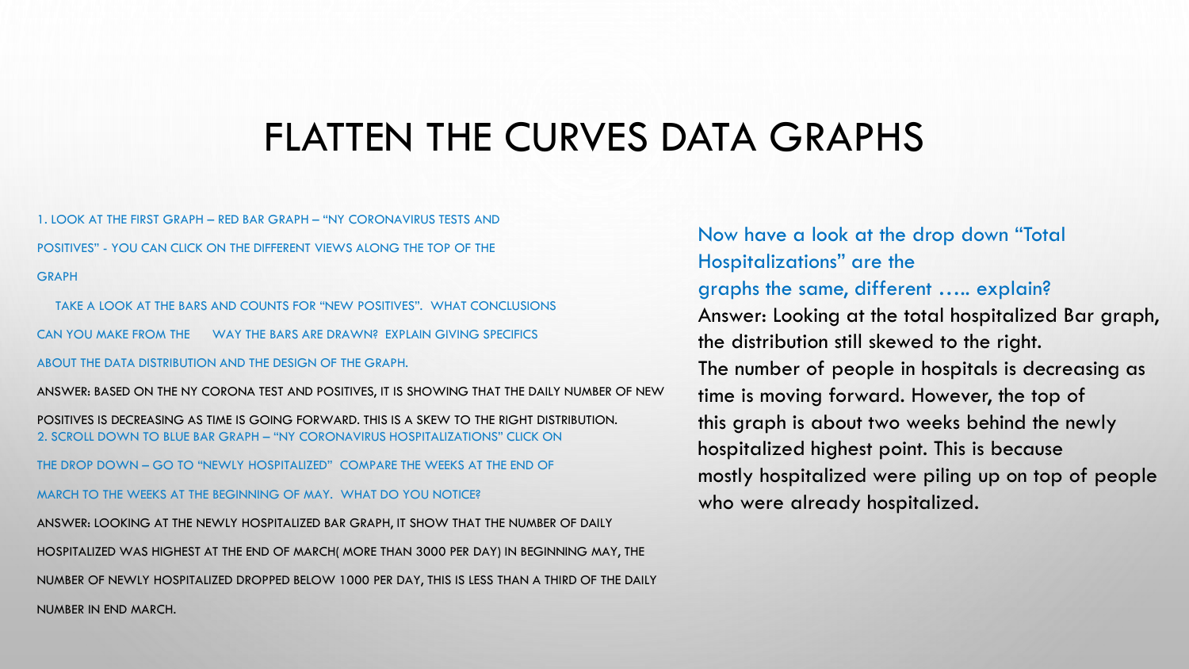# FLATTEN THE CURVES DATA GRAPHS

1. LOOK AT THE FIRST GRAPH – RED BAR GRAPH – "NY CORONAVIRUS TESTS AND POSITIVES" - YOU CAN CLICK ON THE DIFFERENT VIEWS ALONG THE TOP OF THE GRAPH

TAKE A LOOK AT THE BARS AND COUNTS FOR "NEW POSITIVES". WHAT CONCLUSIONS CAN YOU MAKE FROM THE WAY THE BARS ARE DRAWN? EXPLAIN GIVING SPECIFICS ABOUT THE DATA DISTRIBUTION AND THE DESIGN OF THE GRAPH.

ANSWER: BASED ON THE NY CORONA TEST AND POSITIVES, IT IS SHOWING THAT THE DAILY NUMBER OF NEW POSITIVES IS DECREASING AS TIME IS GOING FORWARD. THIS IS A SKEW TO THE RIGHT DISTRIBUTION.

2. SCROLL DOWN TO BLUE BAR GRAPH – "NY CORONAVIRUS HOSPITALIZATIONS" CLICK ON THE DROP DOWN – GO TO "NEWLY HOSPITALIZED" COMPARE THE WEEKS AT THE END OF MARCH TO THE WEEKS AT THE BEGINNING OF MAY. WHAT DO YOU NOTICE?

ANSWER: LOOKING AT THE NEWLY HOSPITALIZED BAR GRAPH, IT SHOW THAT THE NUMBER OF DAILY HOSPITALIZED WAS HIGHEST AT THE END OF MARCH( MORE THAN 3000 PER DAY) IN BEGINNING MAY, THE NUMBER OF NEWLY HOSPITALIZED DROPPED BELOW 1000 PER DAY, THIS IS LESS THAN A THIRD OF THE DAILY NUMBER IN END MARCH.

Now have a look at the drop down "Total Hospitalizations" are the graphs the same, different ….. explain?

Answer: Looking at the total hospitalized Bar graph, the distribution still skewed to the right. The number of people in hospitals is decreasing as time is moving forward. However, the top of this graph is about two weeks behind the newly hospitalized highest point. This is because mostly hospitalized were piling up on top of people who were already hospitalized.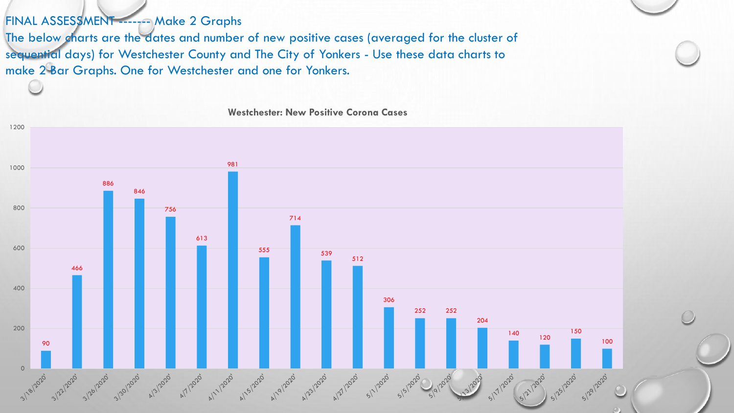FINAL ASSESSMENT ------- Make 2 Graphs

The below charts are the dates and number of new positive cases (averaged for the cluster of sequential days) for Westchester County and The City of Yonkers - Use these data charts to make 2 Bar Graphs. One for Westchester and one for Yonkers.

**Westchester: New Positive Corona Cases**

1200
1000
800
600
400
200
0

90
466
886
846
756
613
981
555
714
539
512
306
252
252
204
140
120
150
100

3/18/2020'
3/22/2020'
3/26/2020'
3/30/2020'
4/3/2020'
4/7/2020'
4/11/2020'
4/15/2020'
4/19/2020'
4/23/2020'
4/27/2020'
5/1/2020'
5/5/2020'
5/9/2020'
5/13/2020'
5/17/2020'
5/21/2020'
5/25/2020'
5/29/2020'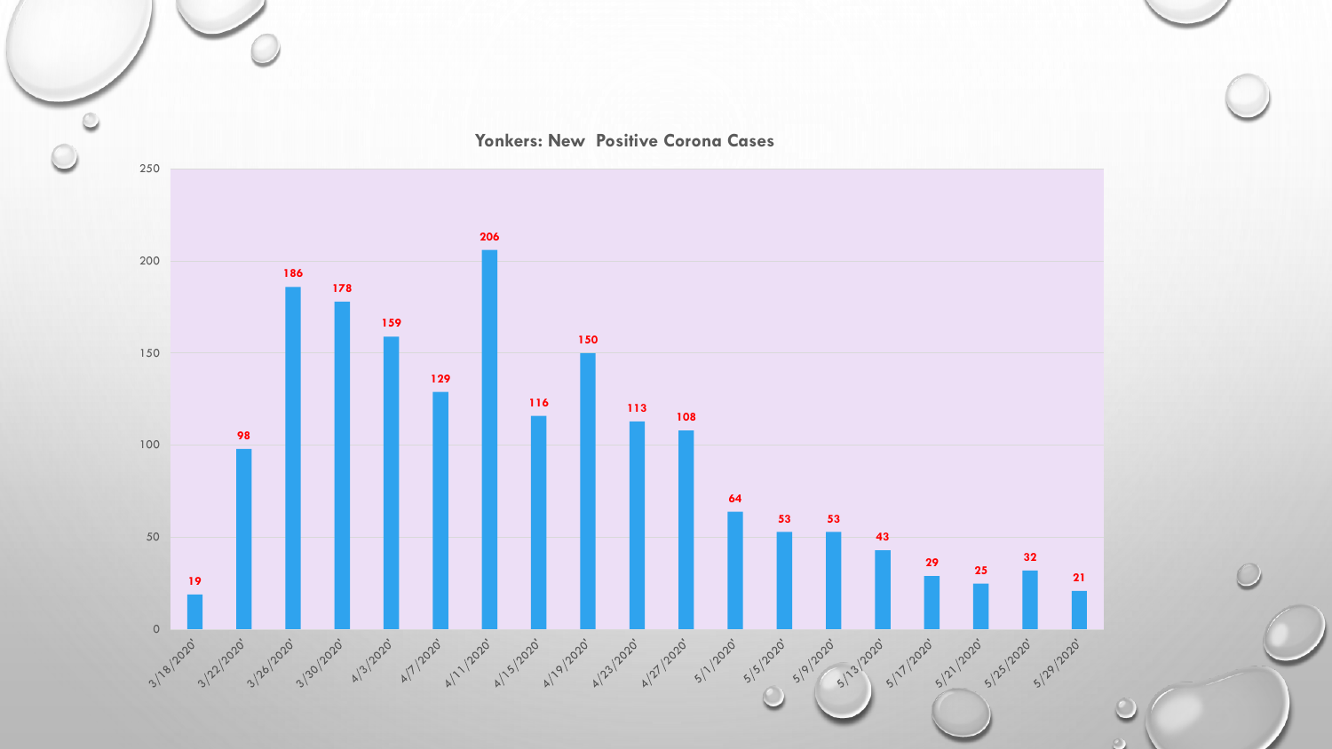Yonkers: New Positive Corona Cases

250
200
150
100
50
0

19
98
186
178
159
129
206
116
150
113
108
64
53
53
43
29
25
32
21

3/18/2020
3/22/2020
3/26/2020
3/30/2020
4/3/2020
4/7/2020
4/11/2020
4/15/2020
4/19/2020
4/23/2020
4/27/2020
5/1/2020
5/5/2020
5/9/2020
5/13/2020
5/17/2020
5/21/2020
5/25/2020
5/29/2020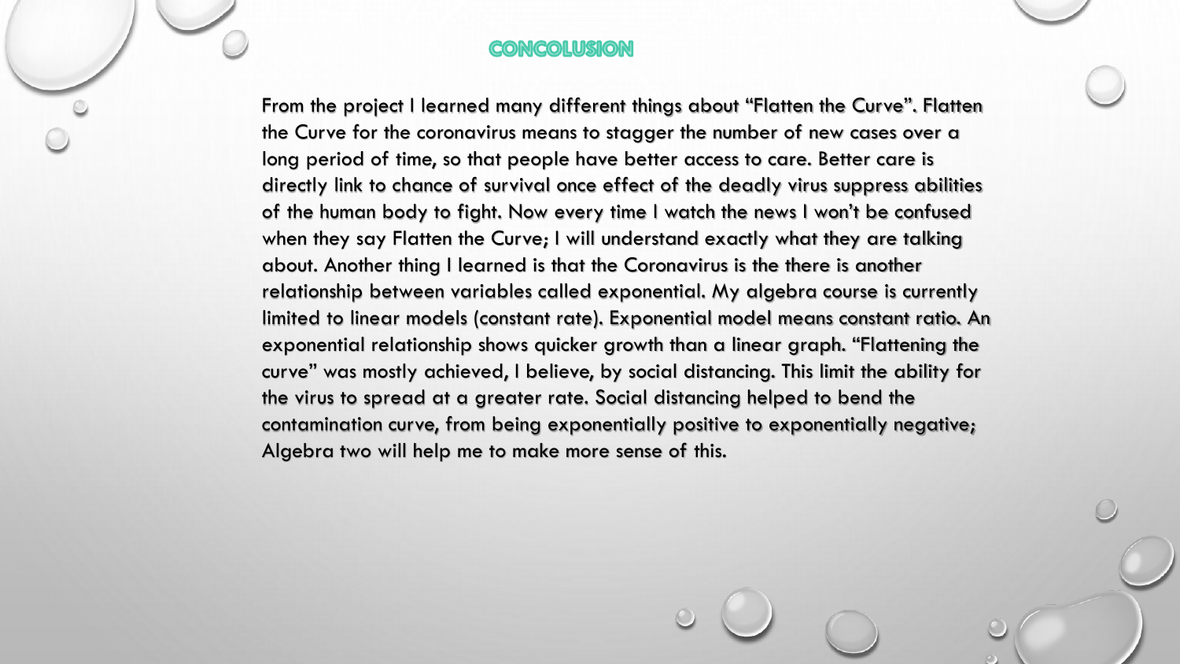# CONCOLUSION

From the project I learned many different things about "Flatten the Curve". Flatten the Curve for the coronavirus means to stagger the number of new cases over a long period of time, so that people have better access to care. Better care is directly link to chance of survival once effect of the deadly virus suppress abilities of the human body to fight. Now every time I watch the news I won't be confused when they say Flatten the Curve; I will understand exactly what they are talking about. Another thing I learned is that the Coronavirus is the there is another relationship between variables called exponential. My algebra course is currently limited to linear models (constant rate). Exponential model means constant ratio. An exponential relationship shows quicker growth than a linear graph. "Flattening the curve" was mostly achieved, I believe, by social distancing. This limit the ability for the virus to spread at a greater rate. Social distancing helped to bend the contamination curve, from being exponentially positive to exponentially negative; Algebra two will help me to make more sense of this.